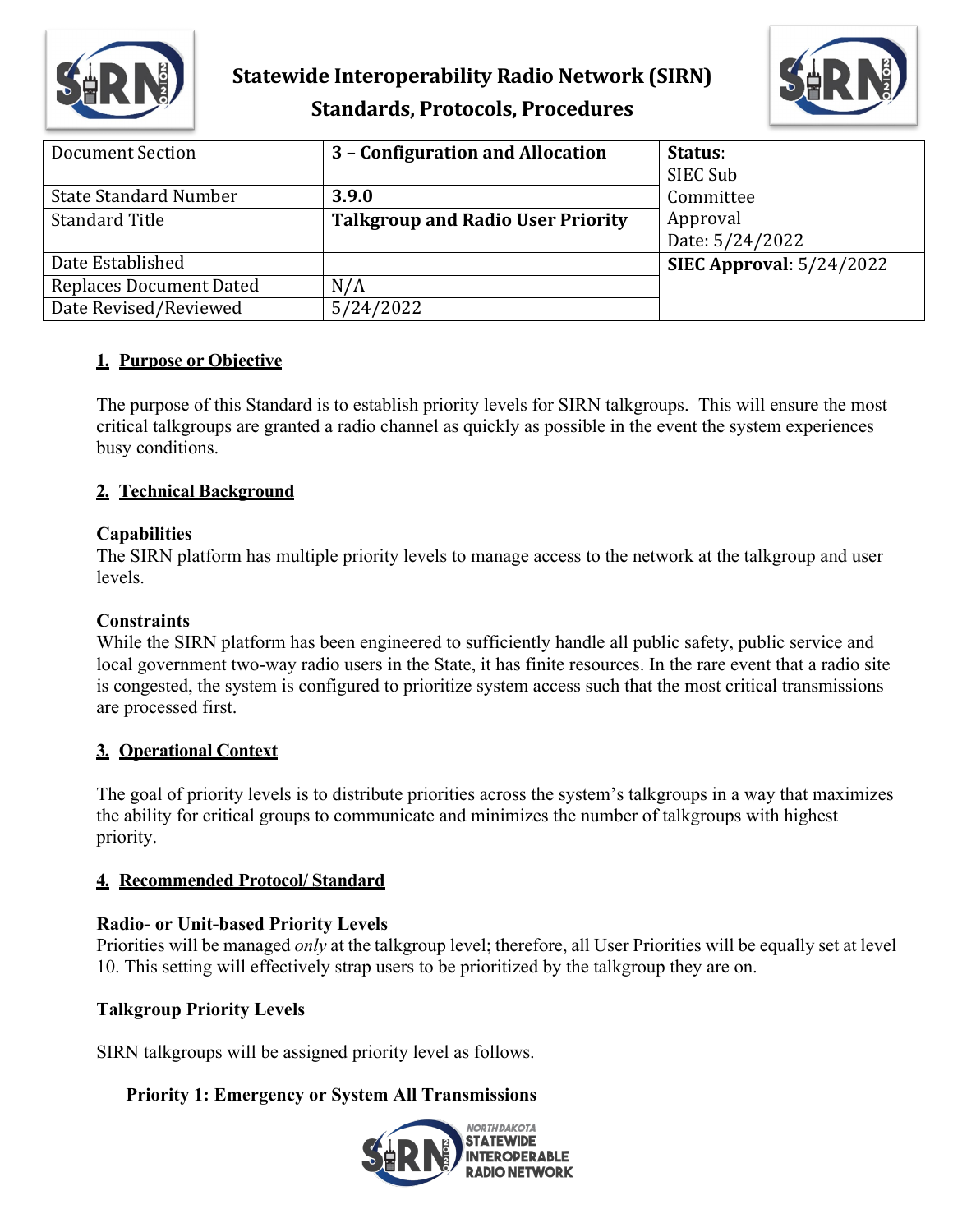# Statewide Interoperability Radio Network (SIRN)
## Standards, Protocols, Procedures

| Document Section | **3 – Configuration and Allocation** | **Status**: SIEC Sub Committee Approval Date: 5/24/2022 |
|---|---|---|
| State Standard Number | **3.9.0** | |
| Standard Title | **Talkgroup and Radio User Priority** | |
| Date Established | | **SIEC Approval**: 5/24/2022 |
| Replaces Document Dated | N/A | |
| Date Revised/Reviewed | 5/24/2022 | |

## 1. Purpose or Objective

The purpose of this Standard is to establish priority levels for SIRN talkgroups. This will ensure the most critical talkgroups are granted a radio channel as quickly as possible in the event the system experiences busy conditions.

## 2. Technical Background

**Capabilities**
The SIRN platform has multiple priority levels to manage access to the network at the talkgroup and user levels.

**Constraints**
While the SIRN platform has been engineered to sufficiently handle all public safety, public service and local government two-way radio users in the State, it has finite resources. In the rare event that a radio site is congested, the system is configured to prioritize system access such that the most critical transmissions are processed first.

## 3. Operational Context

The goal of priority levels is to distribute priorities across the system's talkgroups in a way that maximizes the ability for critical groups to communicate and minimizes the number of talkgroups with highest priority.

## 4. Recommended Protocol/ Standard

**Radio- or Unit-based Priority Levels**
Priorities will be managed *only* at the talkgroup level; therefore, all User Priorities will be equally set at level 10. This setting will effectively strap users to be prioritized by the talkgroup they are on.

**Talkgroup Priority Levels**

SIRN talkgroups will be assigned priority level as follows.

**Priority 1: Emergency or System All Transmissions**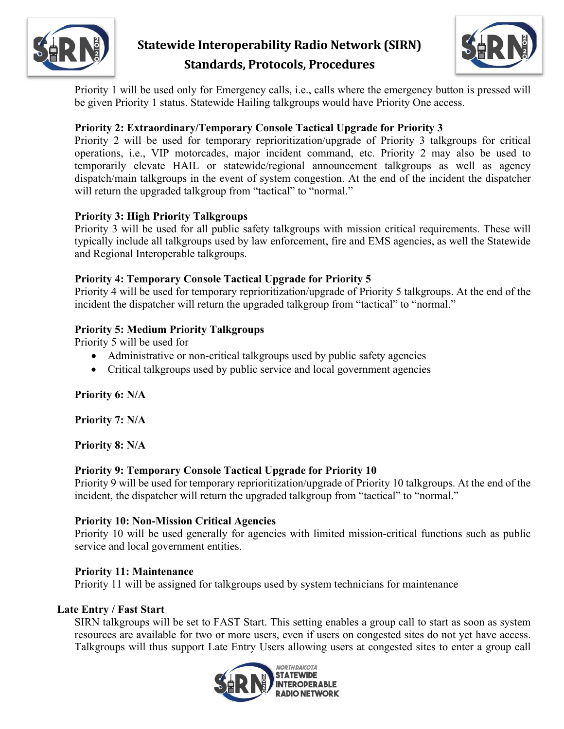Priority 1 will be used only for Emergency calls, i.e., calls where the emergency button is pressed will be given Priority 1 status. Statewide Hailing talkgroups would have Priority One access.

**Priority 2: Extraordinary/Temporary Console Tactical Upgrade for Priority 3**

Priority 2 will be used for temporary reprioritization/upgrade of Priority 3 talkgroups for critical operations, i.e., VIP motorcades, major incident command, etc. Priority 2 may also be used to temporarily elevate HAIL or statewide/regional announcement talkgroups as well as agency dispatch/main talkgroups in the event of system congestion. At the end of the incident the dispatcher will return the upgraded talkgroup from "tactical" to "normal."

**Priority 3: High Priority Talkgroups**

Priority 3 will be used for all public safety talkgroups with mission critical requirements. These will typically include all talkgroups used by law enforcement, fire and EMS agencies, as well the Statewide and Regional Interoperable talkgroups.

**Priority 4: Temporary Console Tactical Upgrade for Priority 5**

Priority 4 will be used for temporary reprioritization/upgrade of Priority 5 talkgroups. At the end of the incident the dispatcher will return the upgraded talkgroup from "tactical" to "normal."

**Priority 5: Medium Priority Talkgroups**

Priority 5 will be used for

- Administrative or non-critical talkgroups used by public safety agencies
- Critical talkgroups used by public service and local government agencies

**Priority 6: N/A**

**Priority 7: N/A**

**Priority 8: N/A**

**Priority 9: Temporary Console Tactical Upgrade for Priority 10**

Priority 9 will be used for temporary reprioritization/upgrade of Priority 10 talkgroups. At the end of the incident, the dispatcher will return the upgraded talkgroup from "tactical" to "normal."

**Priority 10: Non-Mission Critical Agencies**

Priority 10 will be used generally for agencies with limited mission-critical functions such as public service and local government entities.

**Priority 11: Maintenance**

Priority 11 will be assigned for talkgroups used by system technicians for maintenance

**Late Entry / Fast Start**

SIRN talkgroups will be set to FAST Start. This setting enables a group call to start as soon as system resources are available for two or more users, even if users on congested sites do not yet have access. Talkgroups will thus support Late Entry Users allowing users at congested sites to enter a group call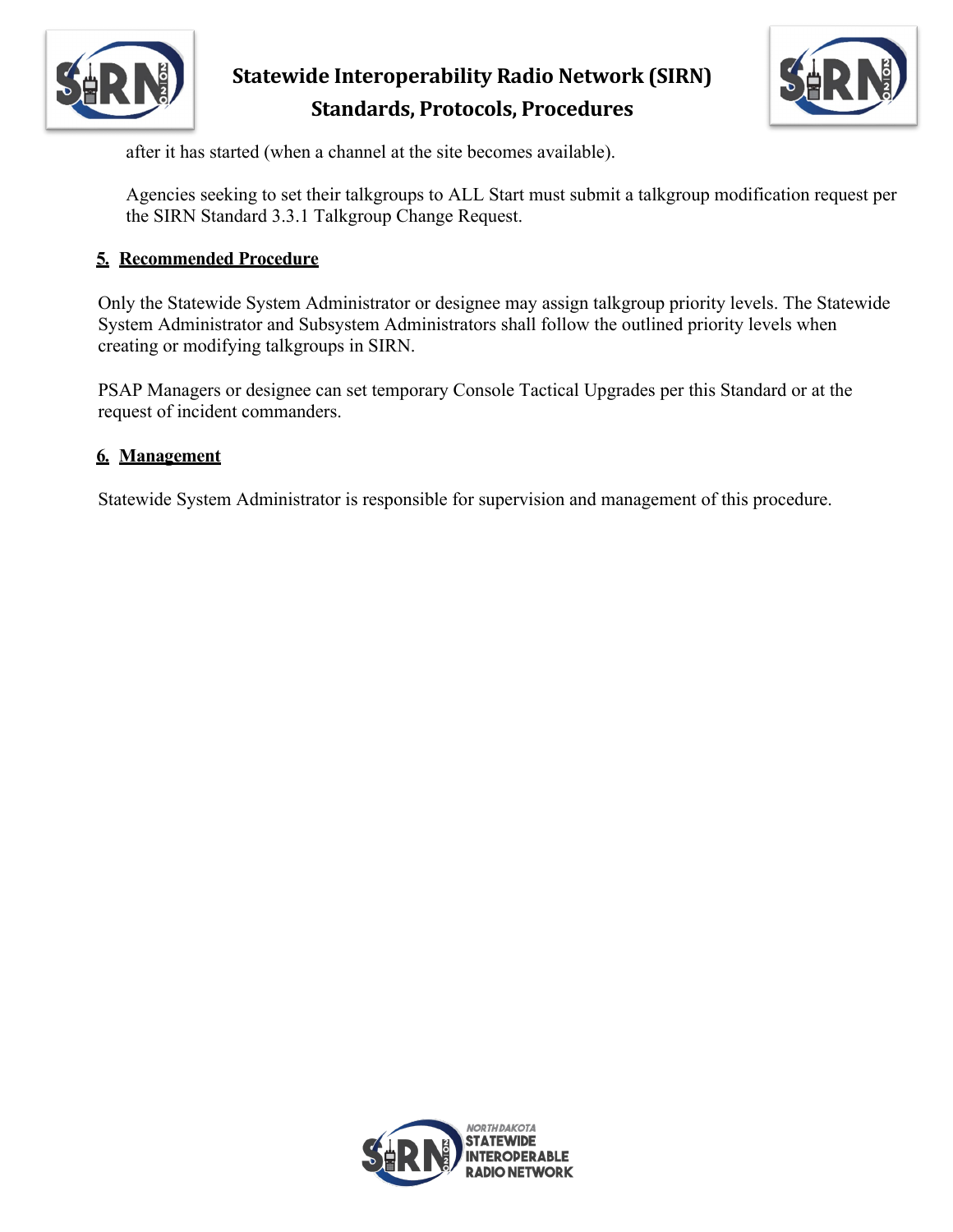after it has started (when a channel at the site becomes available).

Agencies seeking to set their talkgroups to ALL Start must submit a talkgroup modification request per the SIRN Standard 3.3.1 Talkgroup Change Request.

## 5. Recommended Procedure

Only the Statewide System Administrator or designee may assign talkgroup priority levels. The Statewide System Administrator and Subsystem Administrators shall follow the outlined priority levels when creating or modifying talkgroups in SIRN.

PSAP Managers or designee can set temporary Console Tactical Upgrades per this Standard or at the request of incident commanders.

## 6. Management

Statewide System Administrator is responsible for supervision and management of this procedure.